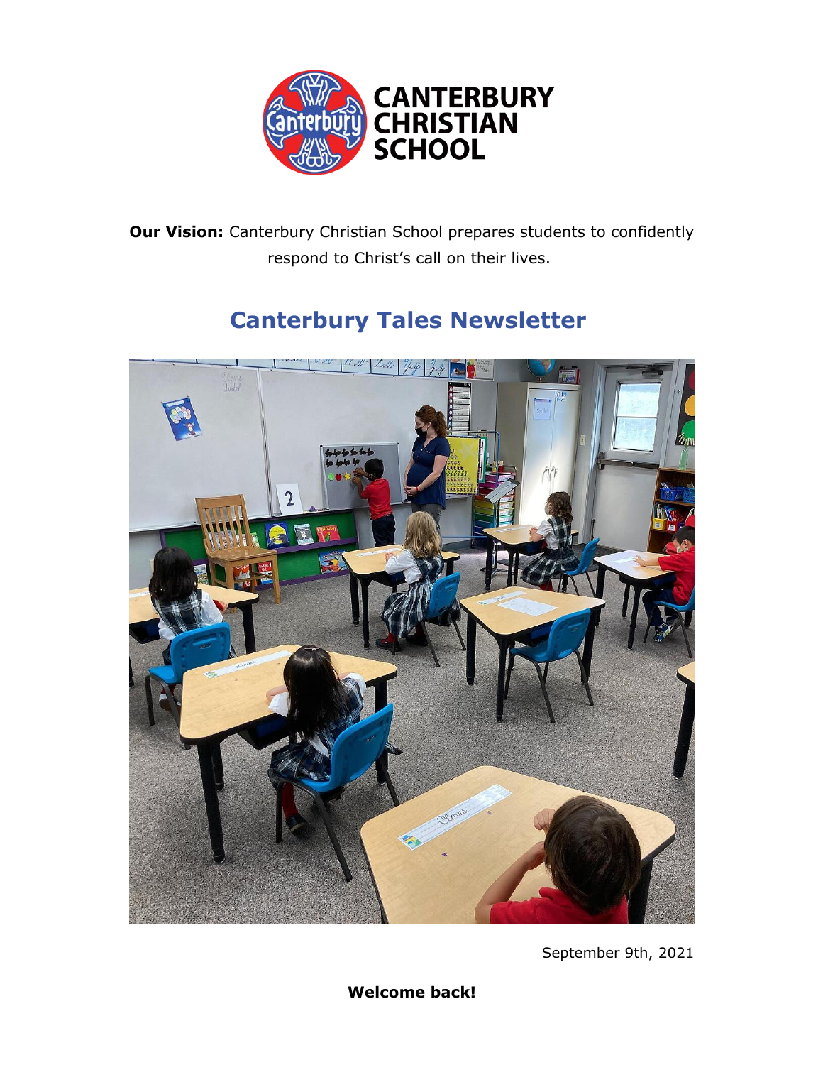CANTERBURY CHRISTIAN SCHOOL

**Our Vision:** Canterbury Christian School prepares students to confidently respond to Christ's call on their lives.

# Canterbury Tales Newsletter

September 9th, 2021

**Welcome back!**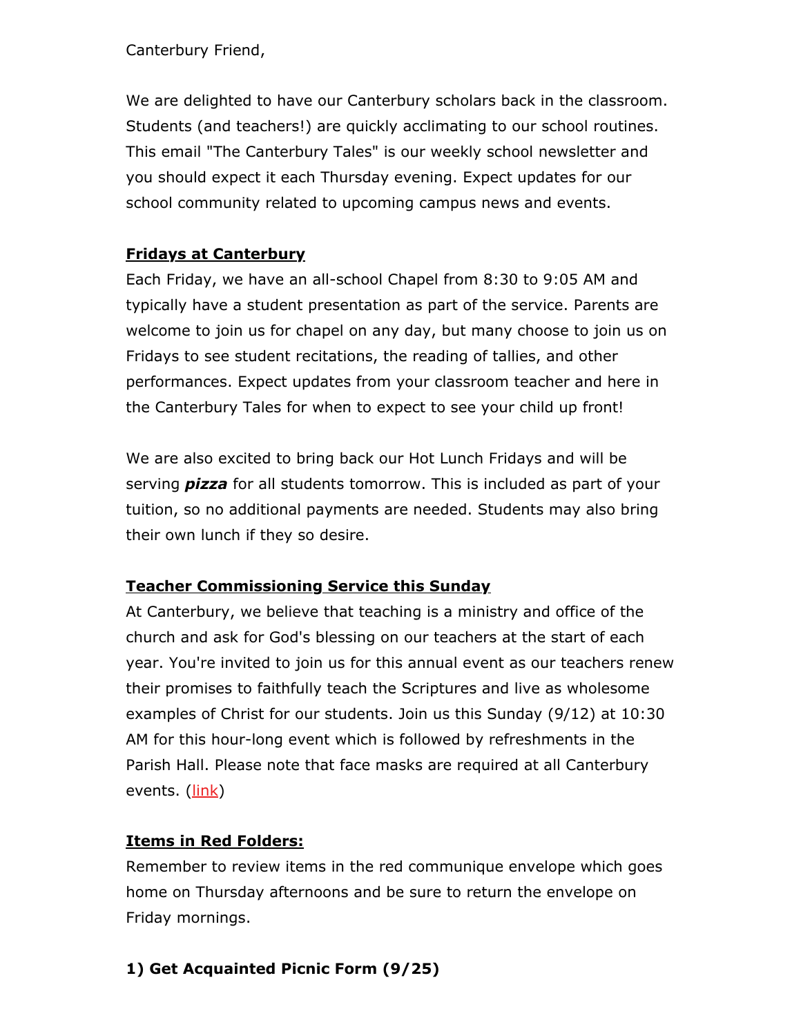Canterbury Friend,

We are delighted to have our Canterbury scholars back in the classroom. Students (and teachers!) are quickly acclimating to our school routines. This email "The Canterbury Tales" is our weekly school newsletter and you should expect it each Thursday evening. Expect updates for our school community related to upcoming campus news and events.

**Fridays at Canterbury**

Each Friday, we have an all-school Chapel from 8:30 to 9:05 AM and typically have a student presentation as part of the service. Parents are welcome to join us for chapel on any day, but many choose to join us on Fridays to see student recitations, the reading of tallies, and other performances. Expect updates from your classroom teacher and here in the Canterbury Tales for when to expect to see your child up front!

We are also excited to bring back our Hot Lunch Fridays and will be serving ***pizza*** for all students tomorrow. This is included as part of your tuition, so no additional payments are needed. Students may also bring their own lunch if they so desire.

**Teacher Commissioning Service this Sunday**

At Canterbury, we believe that teaching is a ministry and office of the church and ask for God's blessing on our teachers at the start of each year. You're invited to join us for this annual event as our teachers renew their promises to faithfully teach the Scriptures and live as wholesome examples of Christ for our students. Join us this Sunday (9/12) at 10:30 AM for this hour-long event which is followed by refreshments in the Parish Hall. Please note that face masks are required at all Canterbury events. (link)

**Items in Red Folders:**

Remember to review items in the red communique envelope which goes home on Thursday afternoons and be sure to return the envelope on Friday mornings.

**1) Get Acquainted Picnic Form (9/25)**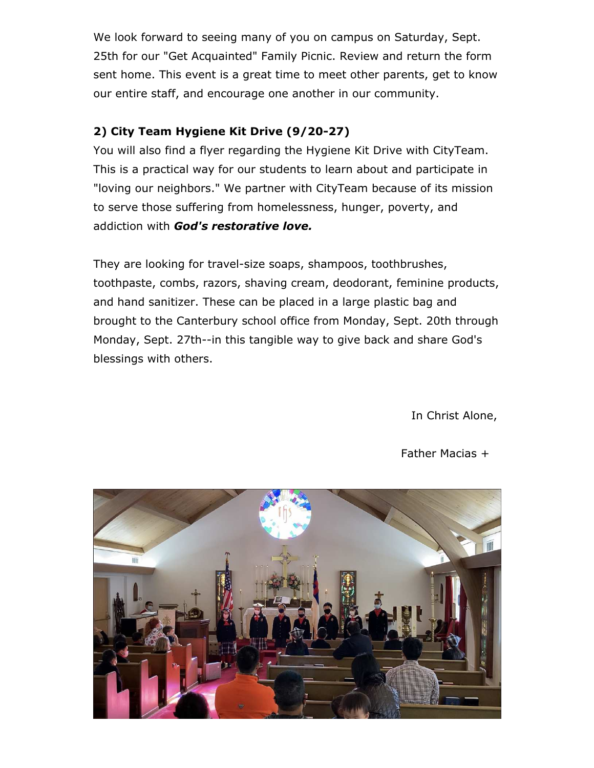We look forward to seeing many of you on campus on Saturday, Sept. 25th for our "Get Acquainted" Family Picnic. Review and return the form sent home. This event is a great time to meet other parents, get to know our entire staff, and encourage one another in our community.

**2) City Team Hygiene Kit Drive (9/20-27)**

You will also find a flyer regarding the Hygiene Kit Drive with CityTeam. This is a practical way for our students to learn about and participate in "loving our neighbors." We partner with CityTeam because of its mission to serve those suffering from homelessness, hunger, poverty, and addiction with ***God's restorative love.***

They are looking for travel-size soaps, shampoos, toothbrushes, toothpaste, combs, razors, shaving cream, deodorant, feminine products, and hand sanitizer. These can be placed in a large plastic bag and brought to the Canterbury school office from Monday, Sept. 20th through Monday, Sept. 27th--in this tangible way to give back and share God's blessings with others.

In Christ Alone,

Father Macias +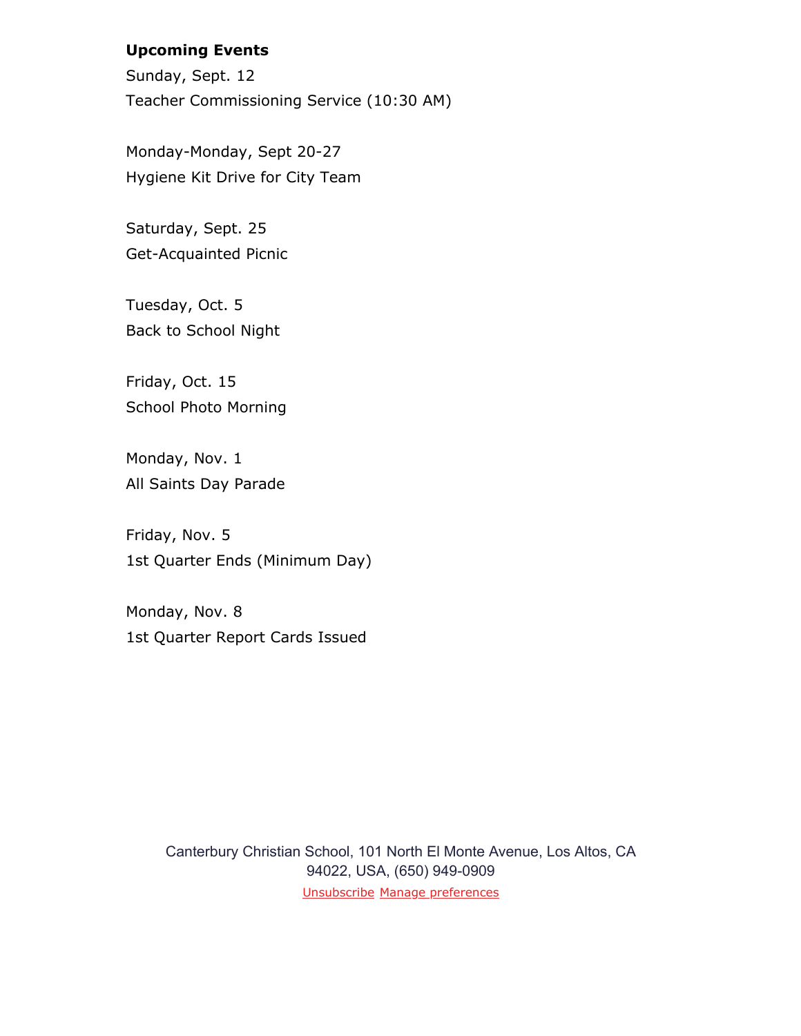**Upcoming Events**

Sunday, Sept. 12
Teacher Commissioning Service (10:30 AM)

Monday-Monday, Sept 20-27
Hygiene Kit Drive for City Team

Saturday, Sept. 25
Get-Acquainted Picnic

Tuesday, Oct. 5
Back to School Night

Friday, Oct. 15
School Photo Morning

Monday, Nov. 1
All Saints Day Parade

Friday, Nov. 5
1st Quarter Ends (Minimum Day)

Monday, Nov. 8
1st Quarter Report Cards Issued

Canterbury Christian School, 101 North El Monte Avenue, Los Altos, CA 94022, USA, (650) 949-0909

Unsubscribe Manage preferences